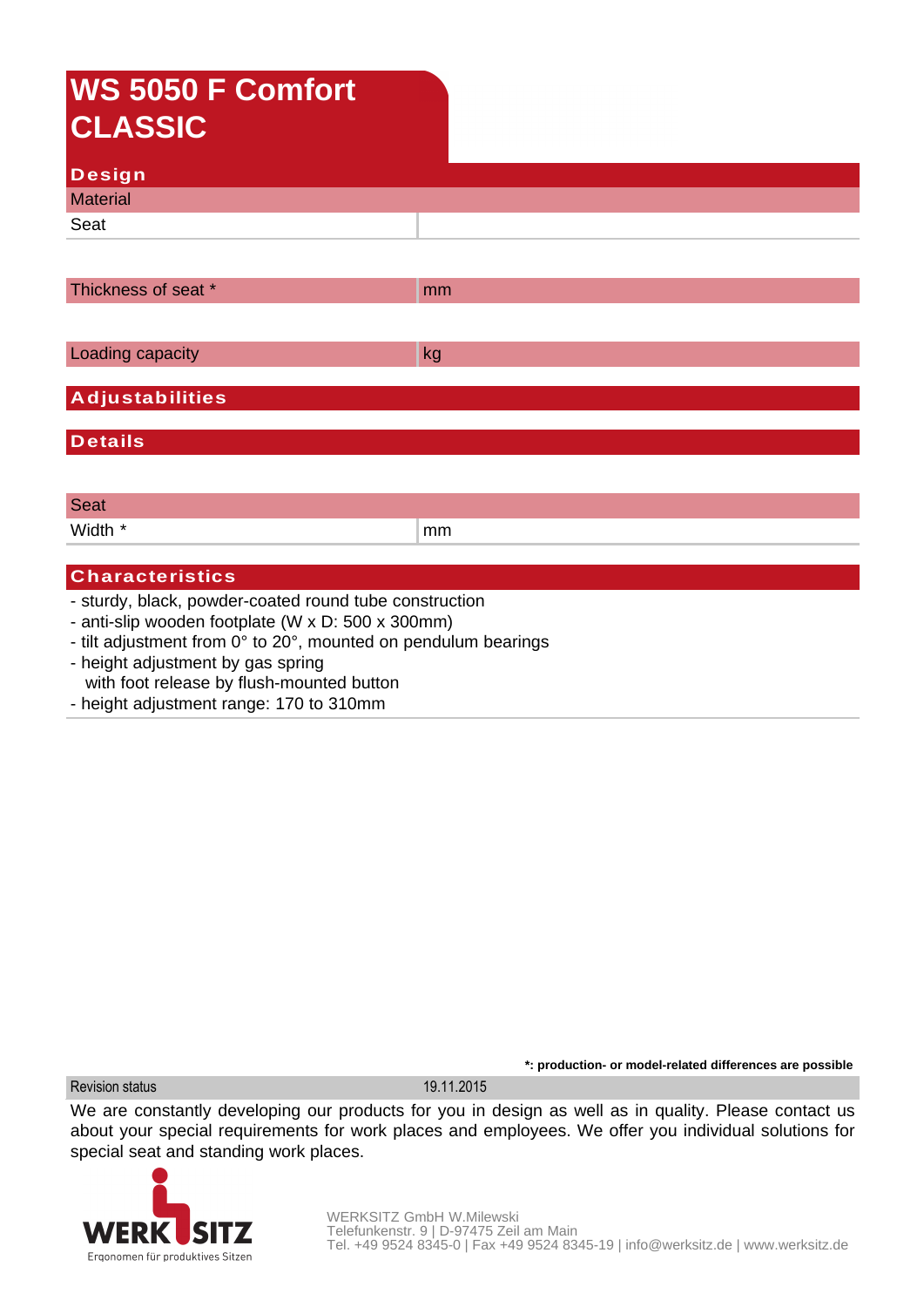# WS 5050 F Comfort CLASSIC

## Design

| Material | |
|---|---|
| Seat | |

| Thickness of seat * | mm |
|---|---|

| Loading capacity | kg |
|---|---|

## Adjustabilities

## Details

| Seat | |
|---|---|
| Width * | mm |

## Characteristics

- sturdy, black, powder-coated round tube construction
- anti-slip wooden footplate (W x D: 500 x 300mm)
- tilt adjustment from 0° to 20°, mounted on pendulum bearings
- height adjustment by gas spring
  with foot release by flush-mounted button
- height adjustment range: 170 to 310mm

**\*: production- or model-related differences are possible**

| Revision status | 19.11.2015 |
|---|---|

We are constantly developing our products for you in design as well as in quality. Please contact us about your special requirements for work places and employees. We offer you individual solutions for special seat and standing work places.

WERKSITZ
Ergonomen für produktives Sitzen

WERKSITZ GmbH W.Milewski
Telefunkenstr. 9 | D-97475 Zeil am Main
Tel. +49 9524 8345-0 | Fax +49 9524 8345-19 | info@werksitz.de | www.werksitz.de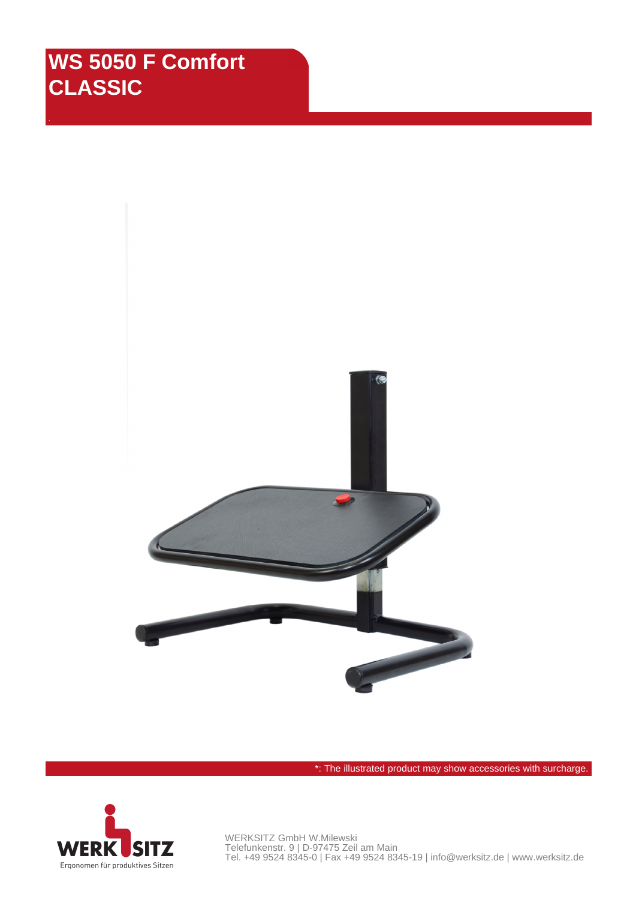# WS 5050 F Comfort CLASSIC

*: The illustrated product may show accessories with surcharge.

WERKSITZ GmbH W.Milewski
Telefunkenstr. 9 | D-97475 Zeil am Main
Tel. +49 9524 8345-0 | Fax +49 9524 8345-19 | info@werksitz.de | www.werksitz.de